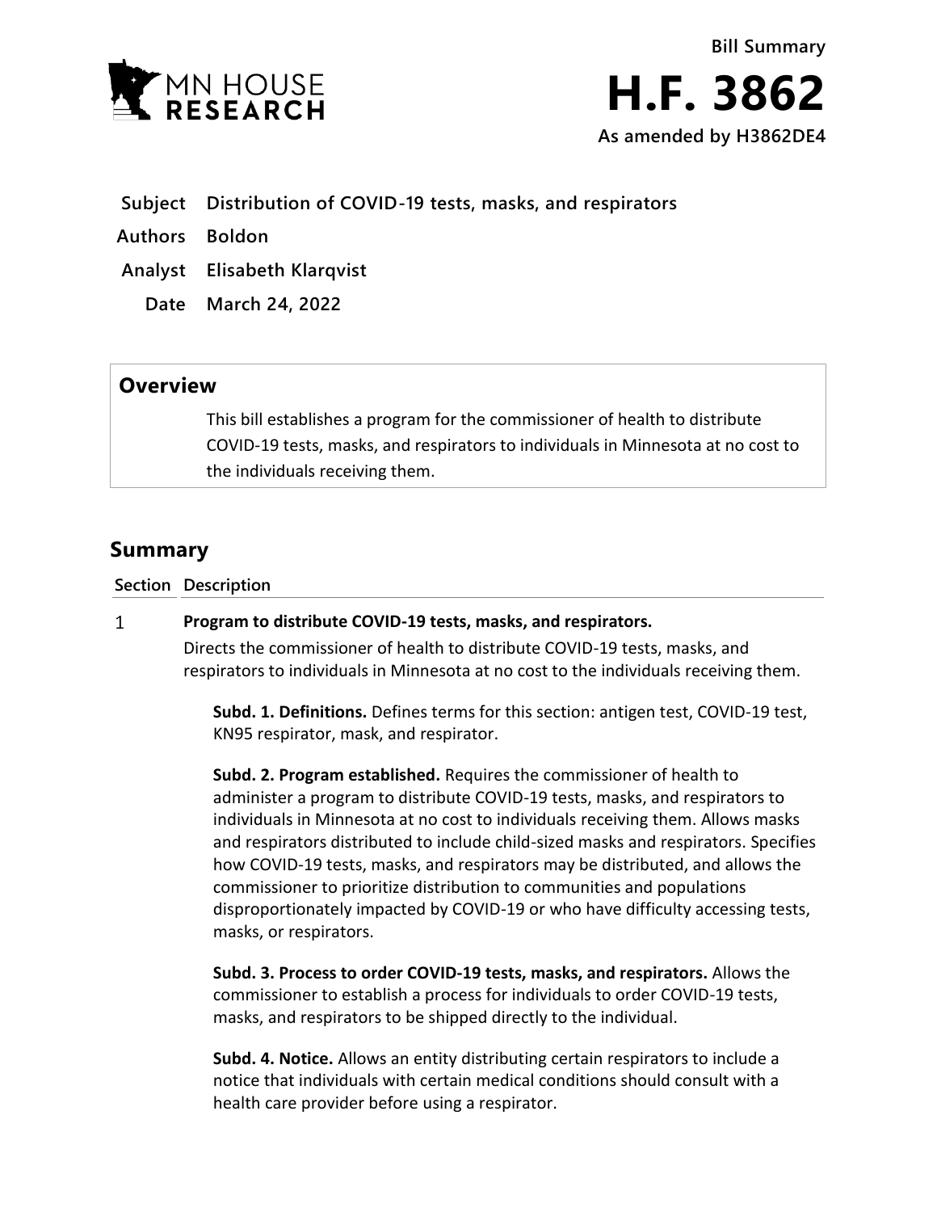MN HOUSE RESEARCH

Bill Summary

# H.F. 3862

As amended by H3862DE4

**Subject** Distribution of COVID-19 tests, masks, and respirators

**Authors** Boldon

**Analyst** Elisabeth Klarqvist

**Date** March 24, 2022

## Overview

This bill establishes a program for the commissioner of health to distribute COVID-19 tests, masks, and respirators to individuals in Minnesota at no cost to the individuals receiving them.

## Summary

| Section | Description |
| --- | --- |
| 1 | **Program to distribute COVID-19 tests, masks, and respirators.** Directs the commissioner of health to distribute COVID-19 tests, masks, and respirators to individuals in Minnesota at no cost to the individuals receiving them. |

**Subd. 1. Definitions.** Defines terms for this section: antigen test, COVID-19 test, KN95 respirator, mask, and respirator.

**Subd. 2. Program established.** Requires the commissioner of health to administer a program to distribute COVID-19 tests, masks, and respirators to individuals in Minnesota at no cost to individuals receiving them. Allows masks and respirators distributed to include child-sized masks and respirators. Specifies how COVID-19 tests, masks, and respirators may be distributed, and allows the commissioner to prioritize distribution to communities and populations disproportionately impacted by COVID-19 or who have difficulty accessing tests, masks, or respirators.

**Subd. 3. Process to order COVID-19 tests, masks, and respirators.** Allows the commissioner to establish a process for individuals to order COVID-19 tests, masks, and respirators to be shipped directly to the individual.

**Subd. 4. Notice.** Allows an entity distributing certain respirators to include a notice that individuals with certain medical conditions should consult with a health care provider before using a respirator.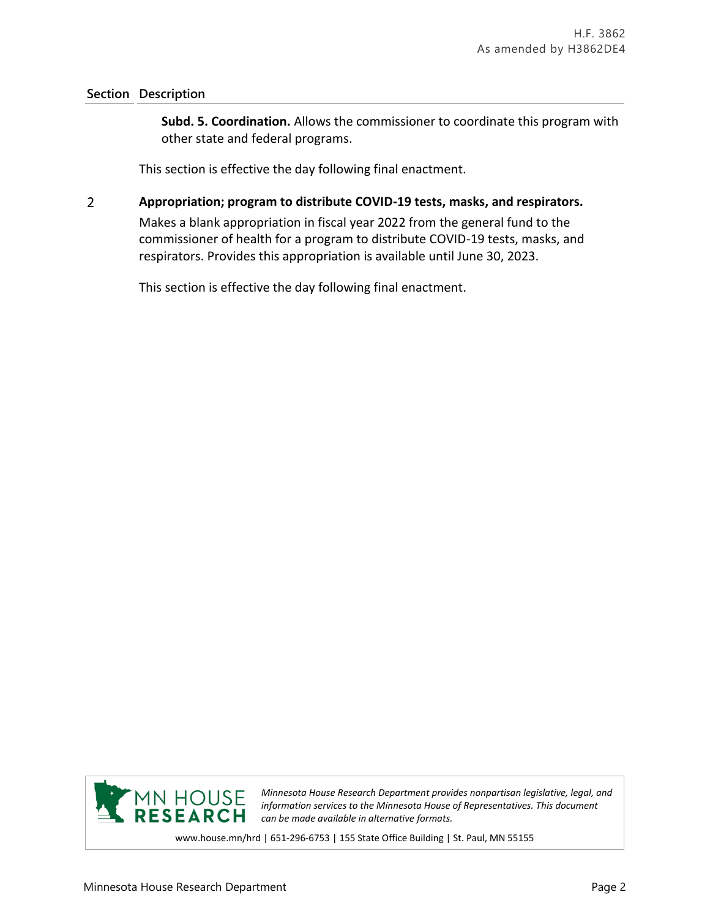| Section | Description |
|---|---|
| | **Subd. 5. Coordination.** Allows the commissioner to coordinate this program with other state and federal programs.<br><br>This section is effective the day following final enactment. |
| 2 | **Appropriation; program to distribute COVID-19 tests, masks, and respirators.**<br><br>Makes a blank appropriation in fiscal year 2022 from the general fund to the commissioner of health for a program to distribute COVID-19 tests, masks, and respirators. Provides this appropriation is available until June 30, 2023.<br><br>This section is effective the day following final enactment. |

MN HOUSE RESEARCH

*Minnesota House Research Department provides nonpartisan legislative, legal, and information services to the Minnesota House of Representatives. This document can be made available in alternative formats.*

www.house.mn/hrd | 651-296-6753 | 155 State Office Building | St. Paul, MN 55155